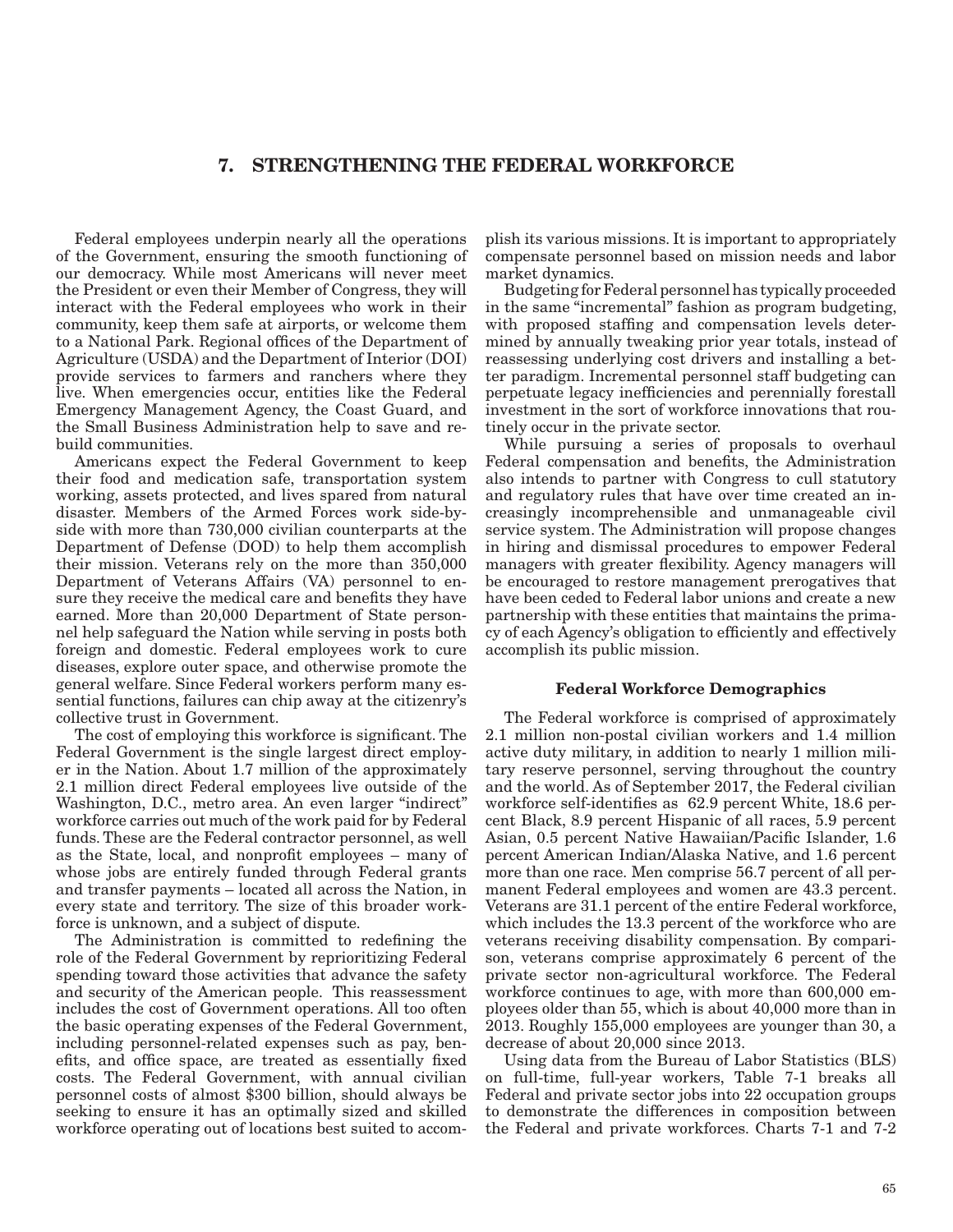# 7. STRENGTHENING THE FEDERAL WORKFORCE

Federal employees underpin nearly all the operations of the Government, ensuring the smooth functioning of our democracy. While most Americans will never meet the President or even their Member of Congress, they will interact with the Federal employees who work in their community, keep them safe at airports, or welcome them to a National Park. Regional offices of the Department of Agriculture (USDA) and the Department of Interior (DOI) provide services to farmers and ranchers where they live. When emergencies occur, entities like the Federal Emergency Management Agency, the Coast Guard, and the Small Business Administration help to save and rebuild communities.

Americans expect the Federal Government to keep their food and medication safe, transportation system working, assets protected, and lives spared from natural disaster. Members of the Armed Forces work side-by-side with more than 730,000 civilian counterparts at the Department of Defense (DOD) to help them accomplish their mission. Veterans rely on the more than 350,000 Department of Veterans Affairs (VA) personnel to ensure they receive the medical care and benefits they have earned. More than 20,000 Department of State personnel help safeguard the Nation while serving in posts both foreign and domestic. Federal employees work to cure diseases, explore outer space, and otherwise promote the general welfare. Since Federal workers perform many essential functions, failures can chip away at the citizenry's collective trust in Government.

The cost of employing this workforce is significant. The Federal Government is the single largest direct employer in the Nation. About 1.7 million of the approximately 2.1 million direct Federal employees live outside of the Washington, D.C., metro area. An even larger "indirect" workforce carries out much of the work paid for by Federal funds. These are the Federal contractor personnel, as well as the State, local, and nonprofit employees – many of whose jobs are entirely funded through Federal grants and transfer payments – located all across the Nation, in every state and territory. The size of this broader workforce is unknown, and a subject of dispute.

The Administration is committed to redefining the role of the Federal Government by reprioritizing Federal spending toward those activities that advance the safety and security of the American people. This reassessment includes the cost of Government operations. All too often the basic operating expenses of the Federal Government, including personnel-related expenses such as pay, benefits, and office space, are treated as essentially fixed costs. The Federal Government, with annual civilian personnel costs of almost $300 billion, should always be seeking to ensure it has an optimally sized and skilled workforce operating out of locations best suited to accomplish its various missions. It is important to appropriately compensate personnel based on mission needs and labor market dynamics.

Budgeting for Federal personnel has typically proceeded in the same "incremental" fashion as program budgeting, with proposed staffing and compensation levels determined by annually tweaking prior year totals, instead of reassessing underlying cost drivers and installing a better paradigm. Incremental personnel staff budgeting can perpetuate legacy inefficiencies and perennially forestall investment in the sort of workforce innovations that routinely occur in the private sector.

While pursuing a series of proposals to overhaul Federal compensation and benefits, the Administration also intends to partner with Congress to cull statutory and regulatory rules that have over time created an increasingly incomprehensible and unmanageable civil service system. The Administration will propose changes in hiring and dismissal procedures to empower Federal managers with greater flexibility. Agency managers will be encouraged to restore management prerogatives that have been ceded to Federal labor unions and create a new partnership with these entities that maintains the primacy of each Agency's obligation to efficiently and effectively accomplish its public mission.

### Federal Workforce Demographics

The Federal workforce is comprised of approximately 2.1 million non-postal civilian workers and 1.4 million active duty military, in addition to nearly 1 million military reserve personnel, serving throughout the country and the world. As of September 2017, the Federal civilian workforce self-identifies as 62.9 percent White, 18.6 percent Black, 8.9 percent Hispanic of all races, 5.9 percent Asian, 0.5 percent Native Hawaiian/Pacific Islander, 1.6 percent American Indian/Alaska Native, and 1.6 percent more than one race. Men comprise 56.7 percent of all permanent Federal employees and women are 43.3 percent. Veterans are 31.1 percent of the entire Federal workforce, which includes the 13.3 percent of the workforce who are veterans receiving disability compensation. By comparison, veterans comprise approximately 6 percent of the private sector non-agricultural workforce. The Federal workforce continues to age, with more than 600,000 employees older than 55, which is about 40,000 more than in 2013. Roughly 155,000 employees are younger than 30, a decrease of about 20,000 since 2013.

Using data from the Bureau of Labor Statistics (BLS) on full-time, full-year workers, Table 7-1 breaks all Federal and private sector jobs into 22 occupation groups to demonstrate the differences in composition between the Federal and private workforces. Charts 7-1 and 7-2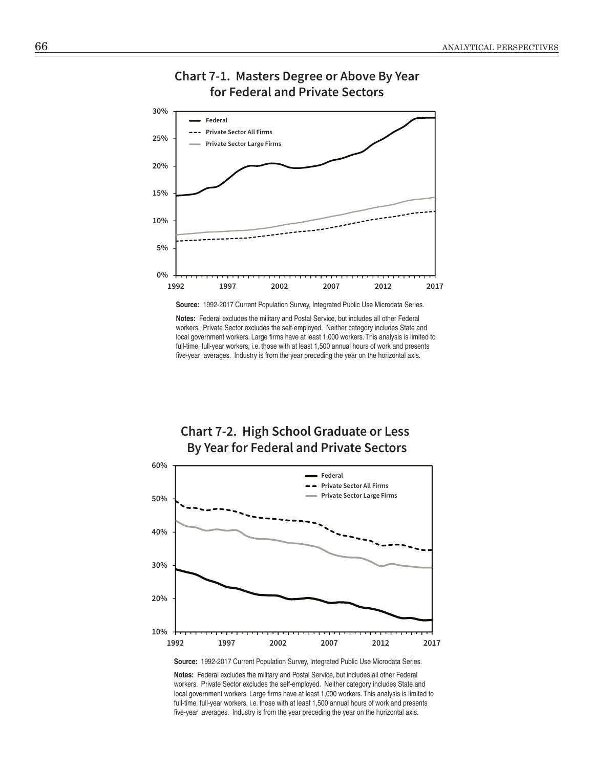## Chart 7-1. Masters Degree or Above By Year for Federal and Private Sectors

**Source:** 1992-2017 Current Population Survey, Integrated Public Use Microdata Series.

**Notes:** Federal excludes the military and Postal Service, but includes all other Federal workers. Private Sector excludes the self-employed. Neither category includes State and local government workers. Large firms have at least 1,000 workers. This analysis is limited to full-time, full-year workers, i.e. those with at least 1,500 annual hours of work and presents five-year averages. Industry is from the year preceding the year on the horizontal axis.

## Chart 7-2. High School Graduate or Less By Year for Federal and Private Sectors

**Source:** 1992-2017 Current Population Survey, Integrated Public Use Microdata Series.

**Notes:** Federal excludes the military and Postal Service, but includes all other Federal workers. Private Sector excludes the self-employed. Neither category includes State and local government workers. Large firms have at least 1,000 workers. This analysis is limited to full-time, full-year workers, i.e. those with at least 1,500 annual hours of work and presents five-year averages. Industry is from the year preceding the year on the horizontal axis.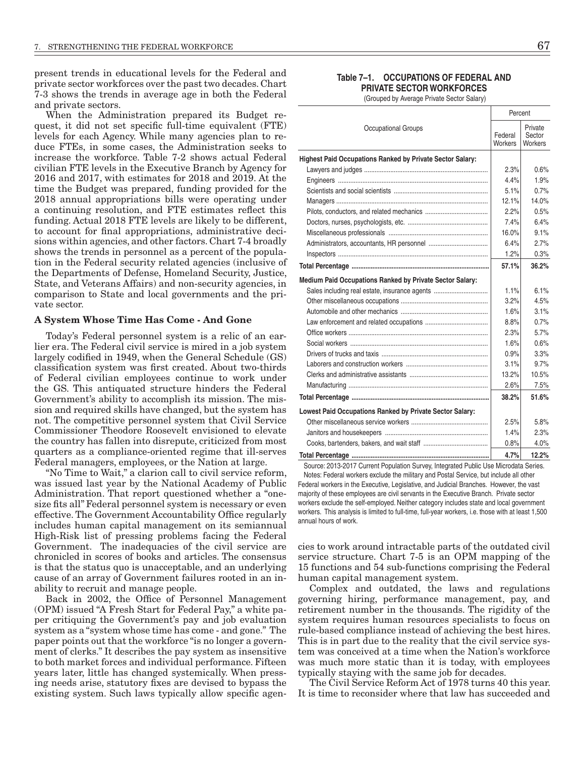present trends in educational levels for the Federal and private sector workforces over the past two decades. Chart 7-3 shows the trends in average age in both the Federal and private sectors.

When the Administration prepared its Budget request, it did not set specific full-time equivalent (FTE) levels for each Agency. While many agencies plan to reduce FTEs, in some cases, the Administration seeks to increase the workforce. Table 7-2 shows actual Federal civilian FTE levels in the Executive Branch by Agency for 2016 and 2017, with estimates for 2018 and 2019. At the time the Budget was prepared, funding provided for the 2018 annual appropriations bills were operating under a continuing resolution, and FTE estimates reflect this funding. Actual 2018 FTE levels are likely to be different, to account for final appropriations, administrative decisions within agencies, and other factors. Chart 7-4 broadly shows the trends in personnel as a percent of the population in the Federal security related agencies (inclusive of the Departments of Defense, Homeland Security, Justice, State, and Veterans Affairs) and non-security agencies, in comparison to State and local governments and the private sector.

### A System Whose Time Has Come - And Gone

Today's Federal personnel system is a relic of an earlier era. The Federal civil service is mired in a job system largely codified in 1949, when the General Schedule (GS) classification system was first created. About two-thirds of Federal civilian employees continue to work under the GS. This antiquated structure hinders the Federal Government's ability to accomplish its mission. The mission and required skills have changed, but the system has not. The competitive personnel system that Civil Service Commissioner Theodore Roosevelt envisioned to elevate the country has fallen into disrepute, criticized from most quarters as a compliance-oriented regime that ill-serves Federal managers, employees, or the Nation at large.

"No Time to Wait," a clarion call to civil service reform, was issued last year by the National Academy of Public Administration. That report questioned whether a "one-size fits all" Federal personnel system is necessary or even effective. The Government Accountability Office regularly includes human capital management on its semiannual High-Risk list of pressing problems facing the Federal Government. The inadequacies of the civil service are chronicled in scores of books and articles. The consensus is that the status quo is unacceptable, and an underlying cause of an array of Government failures rooted in an inability to recruit and manage people.

Back in 2002, the Office of Personnel Management (OPM) issued "A Fresh Start for Federal Pay," a white paper critiquing the Government's pay and job evaluation system as a "system whose time has come - and gone." The paper points out that the workforce "is no longer a government of clerks." It describes the pay system as insensitive to both market forces and individual performance. Fifteen years later, little has changed systemically. When pressing needs arise, statutory fixes are devised to bypass the existing system. Such laws typically allow specific agencies to work around intractable parts of the outdated civil service structure. Chart 7-5 is an OPM mapping of the 15 functions and 54 sub-functions comprising the Federal human capital management system.

**Table 7–1. OCCUPATIONS OF FEDERAL AND PRIVATE SECTOR WORKFORCES**

(Grouped by Average Private Sector Salary)

| Occupational Groups | Percent | |
|---|---|---|
| | Federal Workers | Private Sector Workers |
| **Highest Paid Occupations Ranked by Private Sector Salary:** | | |
| Lawyers and judges | 2.3% | 0.6% |
| Engineers | 4.4% | 1.9% |
| Scientists and social scientists | 5.1% | 0.7% |
| Managers | 12.1% | 14.0% |
| Pilots, conductors, and related mechanics | 2.2% | 0.5% |
| Doctors, nurses, psychologists, etc. | 7.4% | 6.4% |
| Miscellaneous professionals | 16.0% | 9.1% |
| Administrators, accountants, HR personnel | 6.4% | 2.7% |
| Inspectors | 1.2% | 0.3% |
| **Total Percentage** | **57.1%** | **36.2%** |
| **Medium Paid Occupations Ranked by Private Sector Salary:** | | |
| Sales including real estate, insurance agents | 1.1% | 6.1% |
| Other miscellaneous occupations | 3.2% | 4.5% |
| Automobile and other mechanics | 1.6% | 3.1% |
| Law enforcement and related occupations | 8.8% | 0.7% |
| Office workers | 2.3% | 5.7% |
| Social workers | 1.6% | 0.6% |
| Drivers of trucks and taxis | 0.9% | 3.3% |
| Laborers and construction workers | 3.1% | 9.7% |
| Clerks and administrative assistants | 13.2% | 10.5% |
| Manufacturing | 2.6% | 7.5% |
| **Total Percentage** | **38.2%** | **51.6%** |
| **Lowest Paid Occupations Ranked by Private Sector Salary:** | | |
| Other miscellaneous service workers | 2.5% | 5.8% |
| Janitors and housekeepers | 1.4% | 2.3% |
| Cooks, bartenders, bakers, and wait staff | 0.8% | 4.0% |
| **Total Percentage** | **4.7%** | **12.2%** |

Source: 2013-2017 Current Population Survey, Integrated Public Use Microdata Series.

Notes: Federal workers exclude the military and Postal Service, but include all other Federal workers in the Executive, Legislative, and Judicial Branches. However, the vast majority of these employees are civil servants in the Executive Branch. Private sector workers exclude the self-employed. Neither category includes state and local government workers. This analysis is limited to full-time, full-year workers, i.e. those with at least 1,500 annual hours of work.

Complex and outdated, the laws and regulations governing hiring, performance management, pay, and retirement number in the thousands. The rigidity of the system requires human resources specialists to focus on rule-based compliance instead of achieving the best hires. This is in part due to the reality that the civil service system was conceived at a time when the Nation's workforce was much more static than it is today, with employees typically staying with the same job for decades.

The Civil Service Reform Act of 1978 turns 40 this year. It is time to reconsider where that law has succeeded and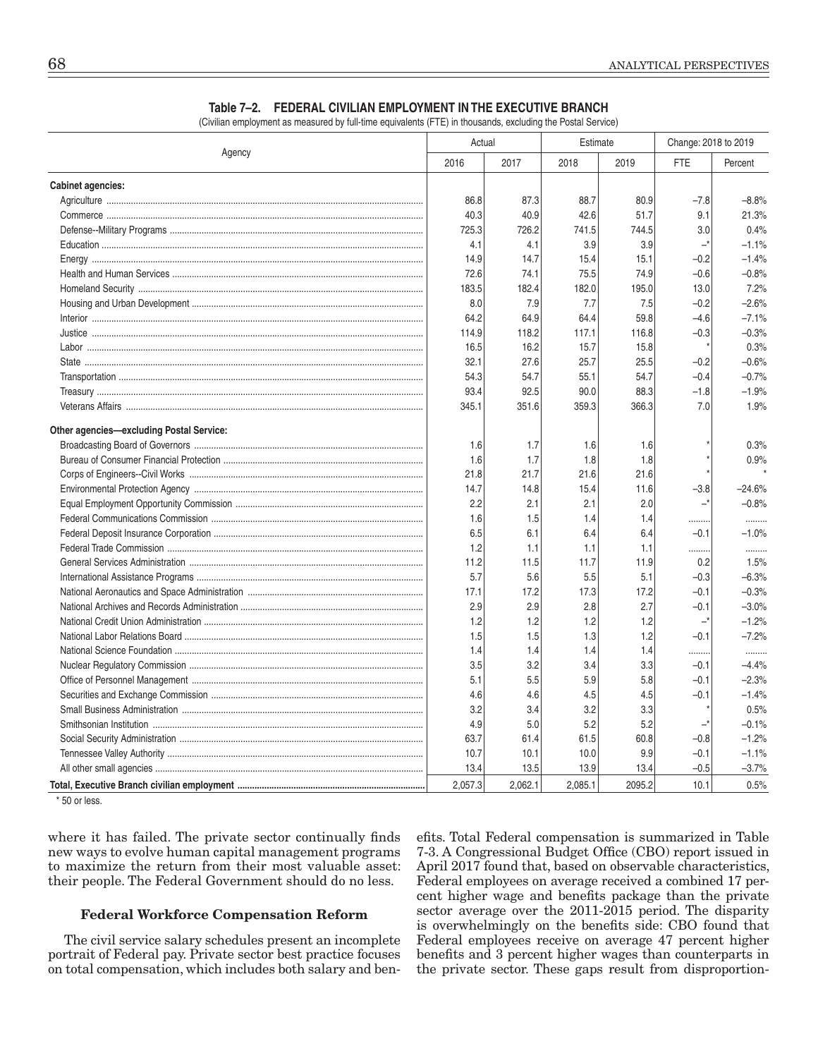**Table 7–2. FEDERAL CIVILIAN EMPLOYMENT IN THE EXECUTIVE BRANCH**

(Civilian employment as measured by full-time equivalents (FTE) in thousands, excluding the Postal Service)

| Agency | Actual | | Estimate | | Change: 2018 to 2019 | |
|---|---|---|---|---|---|---|
| | 2016 | 2017 | 2018 | 2019 | FTE | Percent |
| **Cabinet agencies:** | | | | | | |
| Agriculture | 86.8 | 87.3 | 88.7 | 80.9 | –7.8 | –8.8% |
| Commerce | 40.3 | 40.9 | 42.6 | 51.7 | 9.1 | 21.3% |
| Defense--Military Programs | 725.3 | 726.2 | 741.5 | 744.5 | 3.0 | 0.4% |
| Education | 4.1 | 4.1 | 3.9 | 3.9 | –* | –1.1% |
| Energy | 14.9 | 14.7 | 15.4 | 15.1 | –0.2 | –1.4% |
| Health and Human Services | 72.6 | 74.1 | 75.5 | 74.9 | –0.6 | –0.8% |
| Homeland Security | 183.5 | 182.4 | 182.0 | 195.0 | 13.0 | 7.2% |
| Housing and Urban Development | 8.0 | 7.9 | 7.7 | 7.5 | –0.2 | –2.6% |
| Interior | 64.2 | 64.9 | 64.4 | 59.8 | –4.6 | –7.1% |
| Justice | 114.9 | 118.2 | 117.1 | 116.8 | –0.3 | –0.3% |
| Labor | 16.5 | 16.2 | 15.7 | 15.8 | * | 0.3% |
| State | 32.1 | 27.6 | 25.7 | 25.5 | –0.2 | –0.6% |
| Transportation | 54.3 | 54.7 | 55.1 | 54.7 | –0.4 | –0.7% |
| Treasury | 93.4 | 92.5 | 90.0 | 88.3 | –1.8 | –1.9% |
| Veterans Affairs | 345.1 | 351.6 | 359.3 | 366.3 | 7.0 | 1.9% |
| **Other agencies—excluding Postal Service:** | | | | | | |
| Broadcasting Board of Governors | 1.6 | 1.7 | 1.6 | 1.6 | * | 0.3% |
| Bureau of Consumer Financial Protection | 1.6 | 1.7 | 1.8 | 1.8 | * | 0.9% |
| Corps of Engineers--Civil Works | 21.8 | 21.7 | 21.6 | 21.6 | * | * |
| Environmental Protection Agency | 14.7 | 14.8 | 15.4 | 11.6 | –3.8 | –24.6% |
| Equal Employment Opportunity Commission | 2.2 | 2.1 | 2.1 | 2.0 | –* | –0.8% |
| Federal Communications Commission | 1.6 | 1.5 | 1.4 | 1.4 | ........ | ........ |
| Federal Deposit Insurance Corporation | 6.5 | 6.1 | 6.4 | 6.4 | –0.1 | –1.0% |
| Federal Trade Commission | 1.2 | 1.1 | 1.1 | 1.1 | ........ | ........ |
| General Services Administration | 11.2 | 11.5 | 11.7 | 11.9 | 0.2 | 1.5% |
| International Assistance Programs | 5.7 | 5.6 | 5.5 | 5.1 | –0.3 | –6.3% |
| National Aeronautics and Space Administration | 17.1 | 17.2 | 17.3 | 17.2 | –0.1 | –0.3% |
| National Archives and Records Administration | 2.9 | 2.9 | 2.8 | 2.7 | –0.1 | –3.0% |
| National Credit Union Administration | 1.2 | 1.2 | 1.2 | 1.2 | –* | –1.2% |
| National Labor Relations Board | 1.5 | 1.5 | 1.3 | 1.2 | –0.1 | –7.2% |
| National Science Foundation | 1.4 | 1.4 | 1.4 | 1.4 | ........ | ........ |
| Nuclear Regulatory Commission | 3.5 | 3.2 | 3.4 | 3.3 | –0.1 | –4.4% |
| Office of Personnel Management | 5.1 | 5.5 | 5.9 | 5.8 | –0.1 | –2.3% |
| Securities and Exchange Commission | 4.6 | 4.6 | 4.5 | 4.5 | –0.1 | –1.4% |
| Small Business Administration | 3.2 | 3.4 | 3.2 | 3.3 | * | 0.5% |
| Smithsonian Institution | 4.9 | 5.0 | 5.2 | 5.2 | –* | –0.1% |
| Social Security Administration | 63.7 | 61.4 | 61.5 | 60.8 | –0.8 | –1.2% |
| Tennessee Valley Authority | 10.7 | 10.1 | 10.0 | 9.9 | –0.1 | –1.1% |
| All other small agencies | 13.4 | 13.5 | 13.9 | 13.4 | –0.5 | –3.7% |
| **Total, Executive Branch civilian employment** | 2,057.3 | 2,062.1 | 2,085.1 | 2095.2 | 10.1 | 0.5% |

\* 50 or less.

where it has failed. The private sector continually finds new ways to evolve human capital management programs to maximize the return from their most valuable asset: their people. The Federal Government should do no less.

### Federal Workforce Compensation Reform

The civil service salary schedules present an incomplete portrait of Federal pay. Private sector best practice focuses on total compensation, which includes both salary and benefits. Total Federal compensation is summarized in Table 7-3. A Congressional Budget Office (CBO) report issued in April 2017 found that, based on observable characteristics, Federal employees on average received a combined 17 percent higher wage and benefits package than the private sector average over the 2011-2015 period. The disparity is overwhelmingly on the benefits side: CBO found that Federal employees receive on average 47 percent higher benefits and 3 percent higher wages than counterparts in the private sector. These gaps result from disproportion-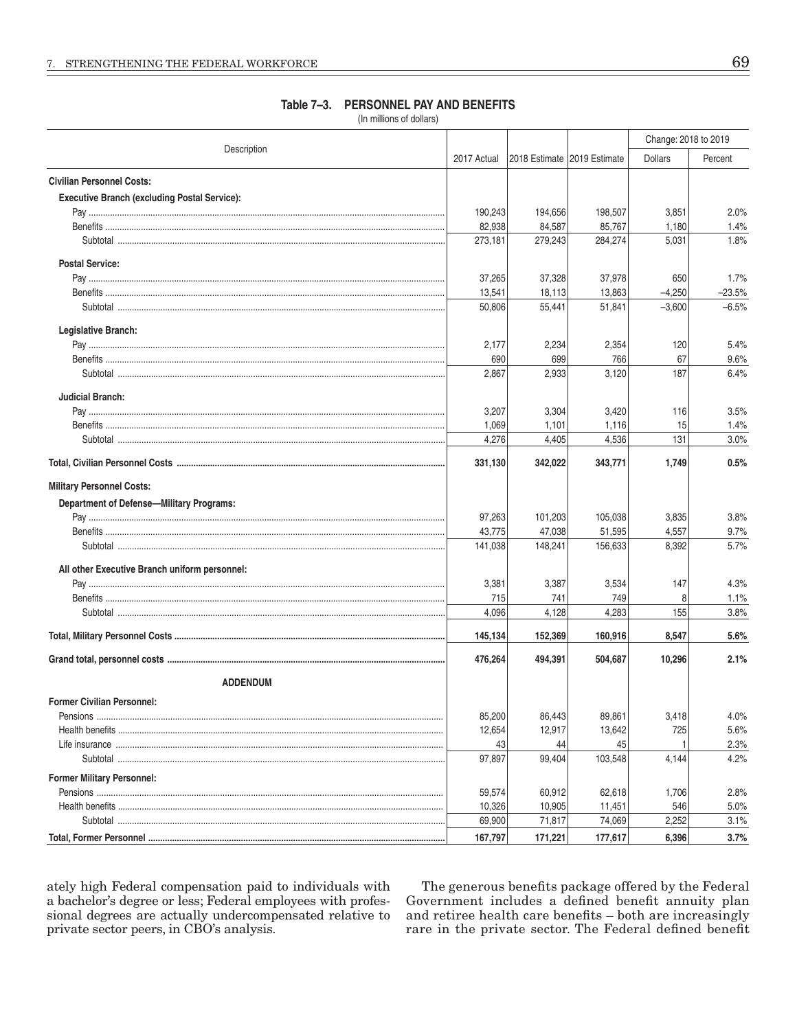**Table 7–3. PERSONNEL PAY AND BENEFITS**

(In millions of dollars)

| Description | 2017 Actual | 2018 Estimate | 2019 Estimate | Change: 2018 to 2019 | |
|---|---|---|---|---|---|
| | | | | Dollars | Percent |
| **Civilian Personnel Costs:** | | | | | |
| **Executive Branch (excluding Postal Service):** | | | | | |
| Pay | 190,243 | 194,656 | 198,507 | 3,851 | 2.0% |
| Benefits | 82,938 | 84,587 | 85,767 | 1,180 | 1.4% |
| Subtotal | 273,181 | 279,243 | 284,274 | 5,031 | 1.8% |
| **Postal Service:** | | | | | |
| Pay | 37,265 | 37,328 | 37,978 | 650 | 1.7% |
| Benefits | 13,541 | 18,113 | 13,863 | –4,250 | –23.5% |
| Subtotal | 50,806 | 55,441 | 51,841 | –3,600 | –6.5% |
| **Legislative Branch:** | | | | | |
| Pay | 2,177 | 2,234 | 2,354 | 120 | 5.4% |
| Benefits | 690 | 699 | 766 | 67 | 9.6% |
| Subtotal | 2,867 | 2,933 | 3,120 | 187 | 6.4% |
| **Judicial Branch:** | | | | | |
| Pay | 3,207 | 3,304 | 3,420 | 116 | 3.5% |
| Benefits | 1,069 | 1,101 | 1,116 | 15 | 1.4% |
| Subtotal | 4,276 | 4,405 | 4,536 | 131 | 3.0% |
| **Total, Civilian Personnel Costs** | **331,130** | **342,022** | **343,771** | **1,749** | **0.5%** |
| **Military Personnel Costs:** | | | | | |
| **Department of Defense—Military Programs:** | | | | | |
| Pay | 97,263 | 101,203 | 105,038 | 3,835 | 3.8% |
| Benefits | 43,775 | 47,038 | 51,595 | 4,557 | 9.7% |
| Subtotal | 141,038 | 148,241 | 156,633 | 8,392 | 5.7% |
| **All other Executive Branch uniform personnel:** | | | | | |
| Pay | 3,381 | 3,387 | 3,534 | 147 | 4.3% |
| Benefits | 715 | 741 | 749 | 8 | 1.1% |
| Subtotal | 4,096 | 4,128 | 4,283 | 155 | 3.8% |
| **Total, Military Personnel Costs** | **145,134** | **152,369** | **160,916** | **8,547** | **5.6%** |
| **Grand total, personnel costs** | **476,264** | **494,391** | **504,687** | **10,296** | **2.1%** |
| **ADDENDUM** | | | | | |
| **Former Civilian Personnel:** | | | | | |
| Pensions | 85,200 | 86,443 | 89,861 | 3,418 | 4.0% |
| Health benefits | 12,654 | 12,917 | 13,642 | 725 | 5.6% |
| Life insurance | 43 | 44 | 45 | 1 | 2.3% |
| Subtotal | 97,897 | 99,404 | 103,548 | 4,144 | 4.2% |
| **Former Military Personnel:** | | | | | |
| Pensions | 59,574 | 60,912 | 62,618 | 1,706 | 2.8% |
| Health benefits | 10,326 | 10,905 | 11,451 | 546 | 5.0% |
| Subtotal | 69,900 | 71,817 | 74,069 | 2,252 | 3.1% |
| **Total, Former Personnel** | **167,797** | **171,221** | **177,617** | **6,396** | **3.7%** |

ately high Federal compensation paid to individuals with a bachelor's degree or less; Federal employees with professional degrees are actually undercompensated relative to private sector peers, in CBO's analysis.

The generous benefits package offered by the Federal Government includes a defined benefit annuity plan and retiree health care benefits – both are increasingly rare in the private sector. The Federal defined benefit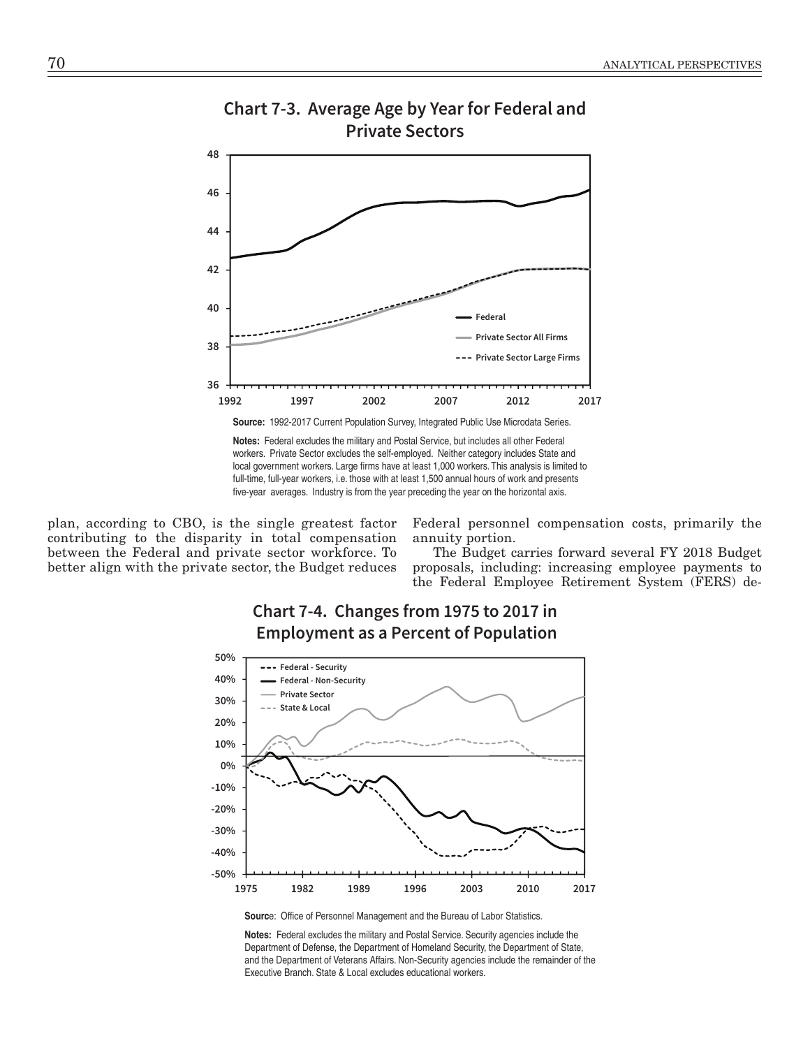**Chart 7-3. Average Age by Year for Federal and Private Sectors**

**Source:** 1992-2017 Current Population Survey, Integrated Public Use Microdata Series.

**Notes:** Federal excludes the military and Postal Service, but includes all other Federal workers. Private Sector excludes the self-employed. Neither category includes State and local government workers. Large firms have at least 1,000 workers. This analysis is limited to full-time, full-year workers, i.e. those with at least 1,500 annual hours of work and presents five-year averages. Industry is from the year preceding the year on the horizontal axis.

plan, according to CBO, is the single greatest factor contributing to the disparity in total compensation between the Federal and private sector workforce. To better align with the private sector, the Budget reduces Federal personnel compensation costs, primarily the annuity portion.

The Budget carries forward several FY 2018 Budget proposals, including: increasing employee payments to the Federal Employee Retirement System (FERS) de-

**Chart 7-4. Changes from 1975 to 2017 in Employment as a Percent of Population**

**Source**: Office of Personnel Management and the Bureau of Labor Statistics.

**Notes:** Federal excludes the military and Postal Service. Security agencies include the Department of Defense, the Department of Homeland Security, the Department of State, and the Department of Veterans Affairs. Non-Security agencies include the remainder of the Executive Branch. State & Local excludes educational workers.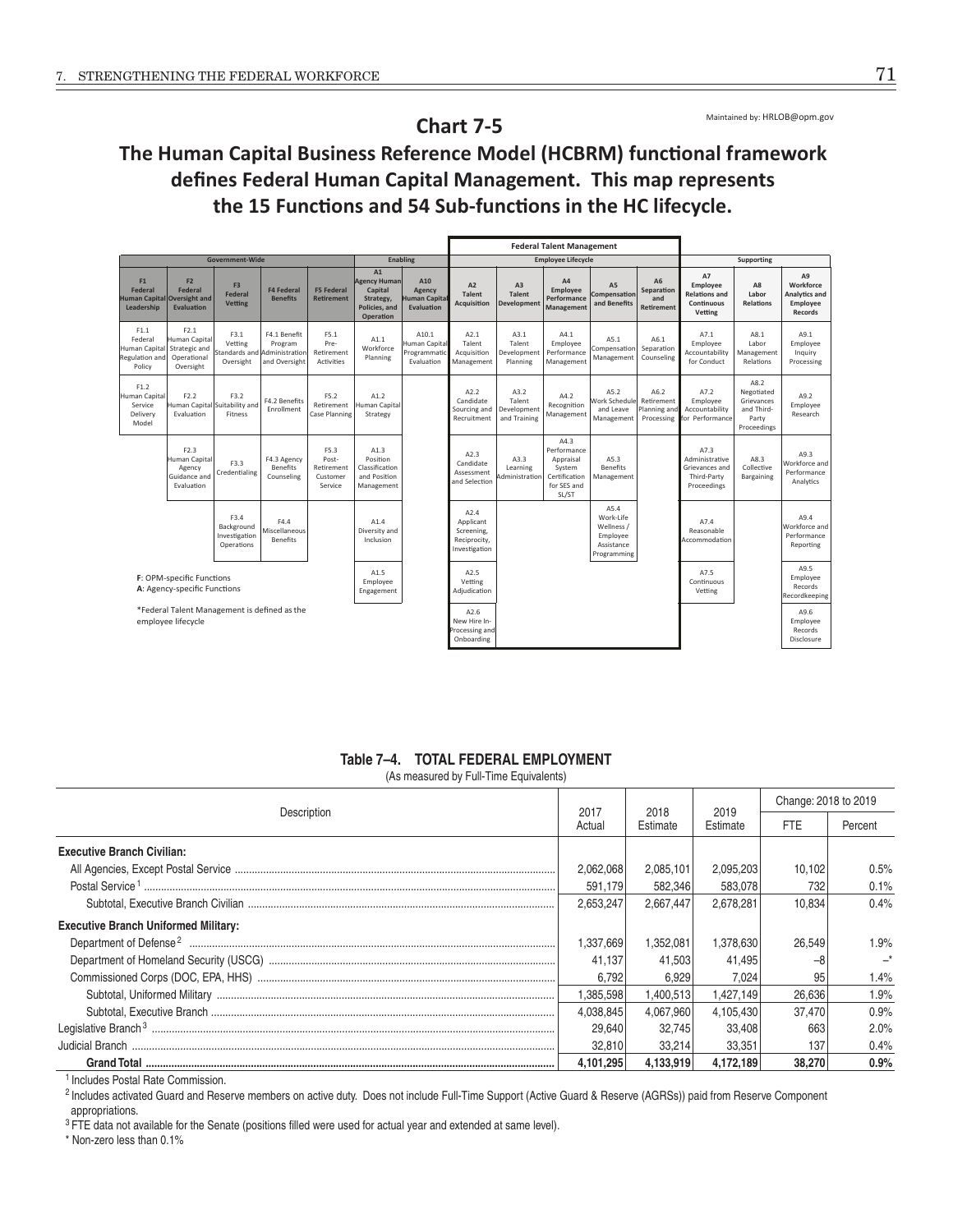Maintained by: HRLOB@opm.gov

## Chart 7-5

### The Human Capital Business Reference Model (HCBRM) functional framework defines Federal Human Capital Management. This map represents the 15 Functions and 54 Sub-functions in the HC lifecycle.

| Government-Wide | | | | | Enabling | | Federal Talent Management — Employee Lifecycle | | | | | Supporting | | |
|---|---|---|---|---|---|---|---|---|---|---|---|---|---|---|
| F1 Federal Human Capital Leadership | F2 Federal Oversight and Evaluation | F3 Federal Vetting | F4 Federal Benefits | F5 Federal Retirement | A1 Agency Human Capital Strategy, Policies, and Operation | A10 Agency Human Capital Evaluation | A2 Talent Acquisition | A3 Talent Development | A4 Employee Performance Management | A5 Compensation and Benefits | A6 Separation and Retirement | A7 Employee Relations and Continuous Vetting | A8 Labor Relations | A9 Workforce Analytics and Employee Records |
| F1.1 Federal Human Capital Regulation and Policy | F2.1 Human Capital Strategic and Operational Oversight | F3.1 Vetting Standards and Oversight | F4.1 Benefit Program Administration and Oversight | F5.1 Pre-Retirement Activities | A1.1 Workforce Planning | A10.1 Human Capital Programmatic Evaluation | A2.1 Talent Acquisition Management | A3.1 Talent Development Planning | A4.1 Employee Performance Management | A5.1 Compensation Management | A6.1 Separation Counseling | A7.1 Employee Accountability for Conduct | A8.1 Labor Management Relations | A9.1 Employee Inquiry Processing |
| F1.2 Human Capital Service Delivery Model | F2.2 Human Capital Evaluation | F3.2 Suitability and Fitness | F4.2 Benefits Enrollment | F5.2 Retirement Case Planning | A1.2 Human Capital Strategy | | A2.2 Candidate Sourcing and Recruitment | A3.2 Talent Development and Training | A4.2 Recognition Management | A5.2 Work Schedule and Leave Management | A6.2 Retirement Planning and Processing | A7.2 Employee Accountability for Performance | A8.2 Negotiated Grievances and Third-Party Proceedings | A9.2 Employee Research |
| | F2.3 Human Capital Agency Guidance and Evaluation | F3.3 Credentialing | F4.3 Agency Benefits Counseling | F5.3 Post-Retirement Customer Service | A1.3 Position Classification and Position Management | | A2.3 Candidate Assessment and Selection | A3.3 Learning Administration | A4.3 Performance Appraisal System Certification for SES and SL/ST | A5.3 Benefits Management | | A7.3 Administrative Grievances and Third-Party Proceedings | A8.3 Collective Bargaining | A9.3 Workforce and Performance Analytics |
| | | F3.4 Background Investigation Operations | F4.4 Miscellaneous Benefits | | A1.4 Diversity and Inclusion | | A2.4 Applicant Screening, Reciprocity, Investigation | | | A5.4 Work-Life Wellness / Employee Assistance Programming | | A7.4 Reasonable Accommodation | | A9.4 Workforce and Performance Reporting |
| | | | | | A1.5 Employee Engagement | | A2.5 Vetting Adjudication | | | | | A7.5 Continuous Vetting | | A9.5 Employee Records Recordkeeping |
| | | | | | | | A2.6 New Hire In-Processing and Onboarding | | | | | | | A9.6 Employee Records Disclosure |

**F**: OPM-specific Functions
**A**: Agency-specific Functions

*Federal Talent Management is defined as the employee lifecycle

**Table 7–4. TOTAL FEDERAL EMPLOYMENT**
(As measured by Full-Time Equivalents)

| Description | 2017 Actual | 2018 Estimate | 2019 Estimate | Change: 2018 to 2019 FTE | Change: 2018 to 2019 Percent |
|---|---|---|---|---|---|
| **Executive Branch Civilian:** | | | | | |
| All Agencies, Except Postal Service | 2,062,068 | 2,085,101 | 2,095,203 | 10,102 | 0.5% |
| Postal Service [1] | 591,179 | 582,346 | 583,078 | 732 | 0.1% |
| Subtotal, Executive Branch Civilian | 2,653,247 | 2,667,447 | 2,678,281 | 10,834 | 0.4% |
| **Executive Branch Uniformed Military:** | | | | | |
| Department of Defense [2] | 1,337,669 | 1,352,081 | 1,378,630 | 26,549 | 1.9% |
| Department of Homeland Security (USCG) | 41,137 | 41,503 | 41,495 | –8 | –* |
| Commissioned Corps (DOC, EPA, HHS) | 6,792 | 6,929 | 7,024 | 95 | 1.4% |
| Subtotal, Uniformed Military | 1,385,598 | 1,400,513 | 1,427,149 | 26,636 | 1.9% |
| Subtotal, Executive Branch | 4,038,845 | 4,067,960 | 4,105,430 | 37,470 | 0.9% |
| Legislative Branch [3] | 29,640 | 32,745 | 33,408 | 663 | 2.0% |
| Judicial Branch | 32,810 | 33,214 | 33,351 | 137 | 0.4% |
| **Grand Total** | **4,101,295** | **4,133,919** | **4,172,189** | **38,270** | **0.9%** |

[1] Includes Postal Rate Commission.
[2] Includes activated Guard and Reserve members on active duty. Does not include Full-Time Support (Active Guard & Reserve (AGRSs)) paid from Reserve Component appropriations.
[3] FTE data not available for the Senate (positions filled were used for actual year and extended at same level).
* Non-zero less than 0.1%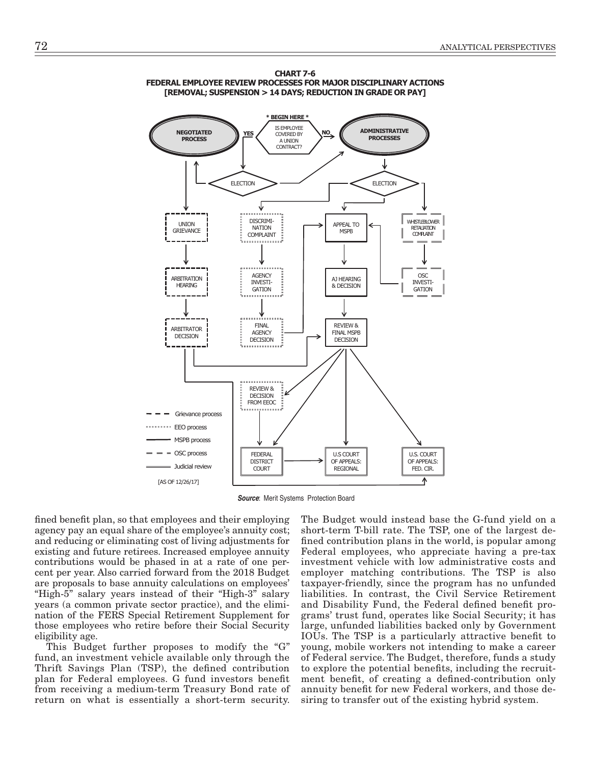**CHART 7-6**
**FEDERAL EMPLOYEE REVIEW PROCESSES FOR MAJOR DISCIPLINARY ACTIONS**
**[REMOVAL; SUSPENSION > 14 DAYS; REDUCTION IN GRADE OR PAY]**

\* BEGIN HERE \*

IS EMPLOYEE COVERED BY A UNION CONTRACT?

YES → NEGOTIATED PROCESS → ELECTION

NO → ADMINISTRATIVE PROCESSES → ELECTION

UNION GRIEVANCE → ARBITRATION HEARING → ARBITRATOR DECISION

DISCRIMINATION COMPLAINT → AGENCY INVESTIGATION → FINAL AGENCY DECISION

APPEAL TO MSPB → AJ HEARING & DECISION → REVIEW & FINAL MSPB DECISION

WHISTLEBLOWER RETALIATION COMPLAINT → OSC INVESTIGATION

REVIEW & DECISION FROM EEOC

FEDERAL DISTRICT COURT → U.S COURT OF APPEALS: REGIONAL

U.S. COURT OF APPEALS: FED. CIR.

Grievance process
EEO process
MSPB process
OSC process
Judicial review

[AS OF 12/26/17]

***Source***: Merit Systems Protection Board

fined benefit plan, so that employees and their employing agency pay an equal share of the employee's annuity cost; and reducing or eliminating cost of living adjustments for existing and future retirees. Increased employee annuity contributions would be phased in at a rate of one percent per year. Also carried forward from the 2018 Budget are proposals to base annuity calculations on employees' "High-5" salary years instead of their "High-3" salary years (a common private sector practice), and the elimination of the FERS Special Retirement Supplement for those employees who retire before their Social Security eligibility age.

This Budget further proposes to modify the "G" fund, an investment vehicle available only through the Thrift Savings Plan (TSP), the defined contribution plan for Federal employees. G fund investors benefit from receiving a medium-term Treasury Bond rate of return on what is essentially a short-term security. The Budget would instead base the G-fund yield on a short-term T-bill rate. The TSP, one of the largest defined contribution plans in the world, is popular among Federal employees, who appreciate having a pre-tax investment vehicle with low administrative costs and employer matching contributions. The TSP is also taxpayer-friendly, since the program has no unfunded liabilities. In contrast, the Civil Service Retirement and Disability Fund, the Federal defined benefit programs' trust fund, operates like Social Security; it has large, unfunded liabilities backed only by Government IOUs. The TSP is a particularly attractive benefit to young, mobile workers not intending to make a career of Federal service. The Budget, therefore, funds a study to explore the potential benefits, including the recruitment benefit, of creating a defined-contribution only annuity benefit for new Federal workers, and those desiring to transfer out of the existing hybrid system.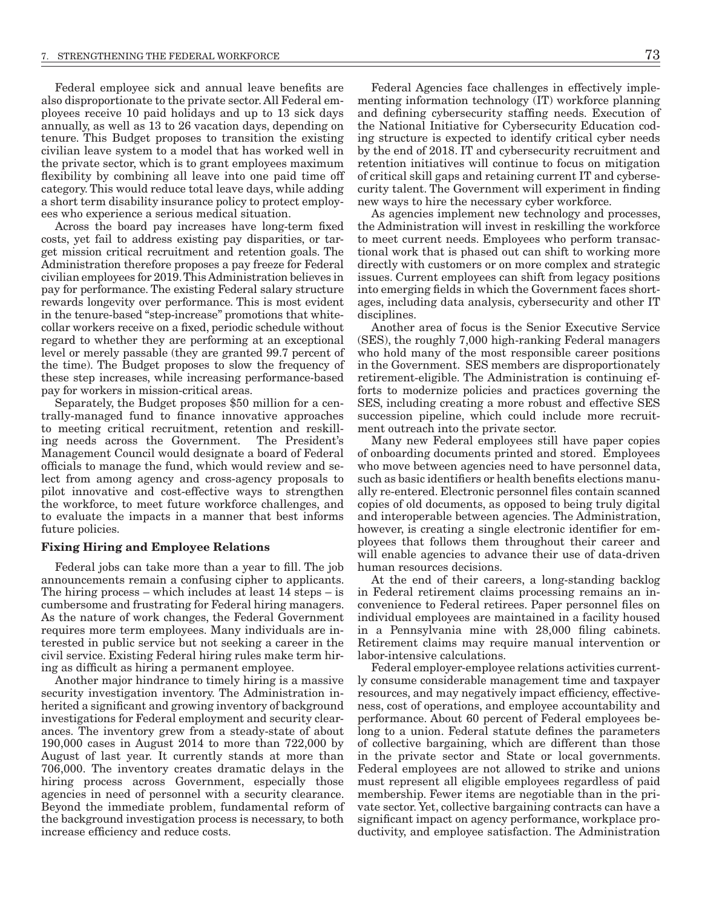Federal employee sick and annual leave benefits are also disproportionate to the private sector. All Federal employees receive 10 paid holidays and up to 13 sick days annually, as well as 13 to 26 vacation days, depending on tenure. This Budget proposes to transition the existing civilian leave system to a model that has worked well in the private sector, which is to grant employees maximum flexibility by combining all leave into one paid time off category. This would reduce total leave days, while adding a short term disability insurance policy to protect employees who experience a serious medical situation.

Across the board pay increases have long-term fixed costs, yet fail to address existing pay disparities, or target mission critical recruitment and retention goals. The Administration therefore proposes a pay freeze for Federal civilian employees for 2019. This Administration believes in pay for performance. The existing Federal salary structure rewards longevity over performance. This is most evident in the tenure-based "step-increase" promotions that white-collar workers receive on a fixed, periodic schedule without regard to whether they are performing at an exceptional level or merely passable (they are granted 99.7 percent of the time). The Budget proposes to slow the frequency of these step increases, while increasing performance-based pay for workers in mission-critical areas.

Separately, the Budget proposes $50 million for a centrally-managed fund to finance innovative approaches to meeting critical recruitment, retention and reskilling needs across the Government. The President's Management Council would designate a board of Federal officials to manage the fund, which would review and select from among agency and cross-agency proposals to pilot innovative and cost-effective ways to strengthen the workforce, to meet future workforce challenges, and to evaluate the impacts in a manner that best informs future policies.

**Fixing Hiring and Employee Relations**

Federal jobs can take more than a year to fill. The job announcements remain a confusing cipher to applicants. The hiring process – which includes at least 14 steps – is cumbersome and frustrating for Federal hiring managers. As the nature of work changes, the Federal Government requires more term employees. Many individuals are interested in public service but not seeking a career in the civil service. Existing Federal hiring rules make term hiring as difficult as hiring a permanent employee.

Another major hindrance to timely hiring is a massive security investigation inventory. The Administration inherited a significant and growing inventory of background investigations for Federal employment and security clearances. The inventory grew from a steady-state of about 190,000 cases in August 2014 to more than 722,000 by August of last year. It currently stands at more than 706,000. The inventory creates dramatic delays in the hiring process across Government, especially those agencies in need of personnel with a security clearance. Beyond the immediate problem, fundamental reform of the background investigation process is necessary, to both increase efficiency and reduce costs.

Federal Agencies face challenges in effectively implementing information technology (IT) workforce planning and defining cybersecurity staffing needs. Execution of the National Initiative for Cybersecurity Education coding structure is expected to identify critical cyber needs by the end of 2018. IT and cybersecurity recruitment and retention initiatives will continue to focus on mitigation of critical skill gaps and retaining current IT and cybersecurity talent. The Government will experiment in finding new ways to hire the necessary cyber workforce.

As agencies implement new technology and processes, the Administration will invest in reskilling the workforce to meet current needs. Employees who perform transactional work that is phased out can shift to working more directly with customers or on more complex and strategic issues. Current employees can shift from legacy positions into emerging fields in which the Government faces shortages, including data analysis, cybersecurity and other IT disciplines.

Another area of focus is the Senior Executive Service (SES), the roughly 7,000 high-ranking Federal managers who hold many of the most responsible career positions in the Government. SES members are disproportionately retirement-eligible. The Administration is continuing efforts to modernize policies and practices governing the SES, including creating a more robust and effective SES succession pipeline, which could include more recruitment outreach into the private sector.

Many new Federal employees still have paper copies of onboarding documents printed and stored. Employees who move between agencies need to have personnel data, such as basic identifiers or health benefits elections manually re-entered. Electronic personnel files contain scanned copies of old documents, as opposed to being truly digital and interoperable between agencies. The Administration, however, is creating a single electronic identifier for employees that follows them throughout their career and will enable agencies to advance their use of data-driven human resources decisions.

At the end of their careers, a long-standing backlog in Federal retirement claims processing remains an inconvenience to Federal retirees. Paper personnel files on individual employees are maintained in a facility housed in a Pennsylvania mine with 28,000 filing cabinets. Retirement claims may require manual intervention or labor-intensive calculations.

Federal employer-employee relations activities currently consume considerable management time and taxpayer resources, and may negatively impact efficiency, effectiveness, cost of operations, and employee accountability and performance. About 60 percent of Federal employees belong to a union. Federal statute defines the parameters of collective bargaining, which are different than those in the private sector and State or local governments. Federal employees are not allowed to strike and unions must represent all eligible employees regardless of paid membership. Fewer items are negotiable than in the private sector. Yet, collective bargaining contracts can have a significant impact on agency performance, workplace productivity, and employee satisfaction. The Administration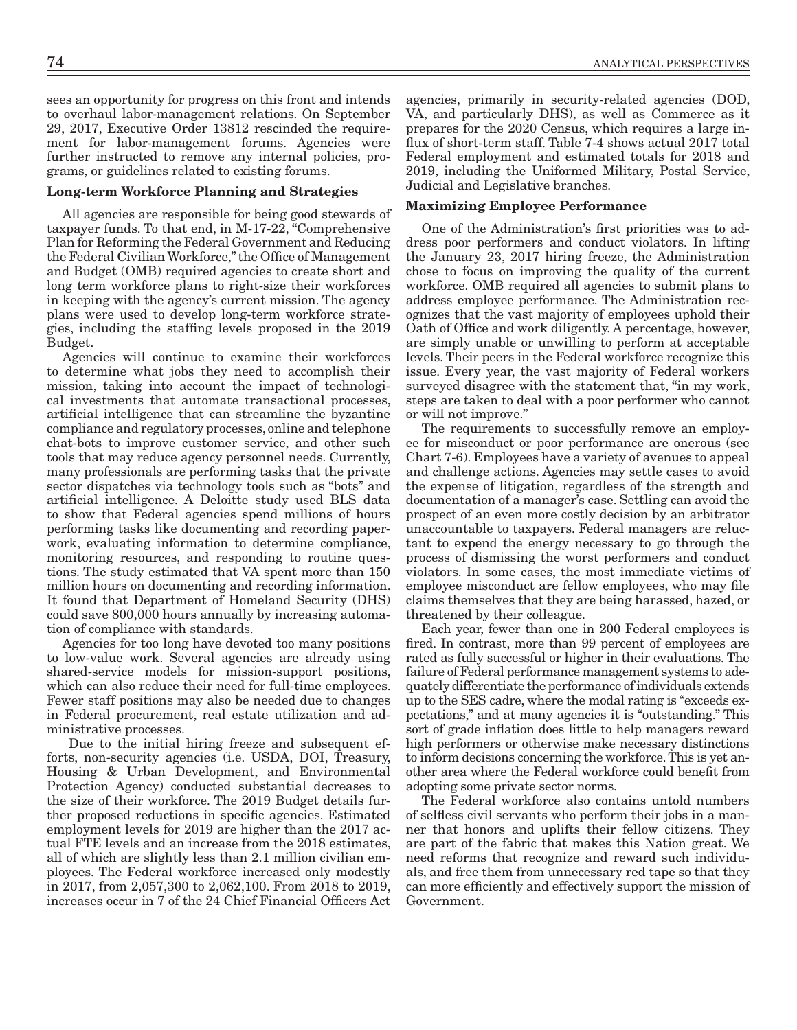sees an opportunity for progress on this front and intends to overhaul labor-management relations. On September 29, 2017, Executive Order 13812 rescinded the requirement for labor-management forums. Agencies were further instructed to remove any internal policies, programs, or guidelines related to existing forums.

**Long-term Workforce Planning and Strategies**

All agencies are responsible for being good stewards of taxpayer funds. To that end, in M-17-22, "Comprehensive Plan for Reforming the Federal Government and Reducing the Federal Civilian Workforce," the Office of Management and Budget (OMB) required agencies to create short and long term workforce plans to right-size their workforces in keeping with the agency's current mission. The agency plans were used to develop long-term workforce strategies, including the staffing levels proposed in the 2019 Budget.

Agencies will continue to examine their workforces to determine what jobs they need to accomplish their mission, taking into account the impact of technological investments that automate transactional processes, artificial intelligence that can streamline the byzantine compliance and regulatory processes, online and telephone chat-bots to improve customer service, and other such tools that may reduce agency personnel needs. Currently, many professionals are performing tasks that the private sector dispatches via technology tools such as "bots" and artificial intelligence. A Deloitte study used BLS data to show that Federal agencies spend millions of hours performing tasks like documenting and recording paperwork, evaluating information to determine compliance, monitoring resources, and responding to routine questions. The study estimated that VA spent more than 150 million hours on documenting and recording information. It found that Department of Homeland Security (DHS) could save 800,000 hours annually by increasing automation of compliance with standards.

Agencies for too long have devoted too many positions to low-value work. Several agencies are already using shared-service models for mission-support positions, which can also reduce their need for full-time employees. Fewer staff positions may also be needed due to changes in Federal procurement, real estate utilization and administrative processes.

Due to the initial hiring freeze and subsequent efforts, non-security agencies (i.e. USDA, DOI, Treasury, Housing & Urban Development, and Environmental Protection Agency) conducted substantial decreases to the size of their workforce. The 2019 Budget details further proposed reductions in specific agencies. Estimated employment levels for 2019 are higher than the 2017 actual FTE levels and an increase from the 2018 estimates, all of which are slightly less than 2.1 million civilian employees. The Federal workforce increased only modestly in 2017, from 2,057,300 to 2,062,100. From 2018 to 2019, increases occur in 7 of the 24 Chief Financial Officers Act agencies, primarily in security-related agencies (DOD, VA, and particularly DHS), as well as Commerce as it prepares for the 2020 Census, which requires a large influx of short-term staff. Table 7-4 shows actual 2017 total Federal employment and estimated totals for 2018 and 2019, including the Uniformed Military, Postal Service, Judicial and Legislative branches.

**Maximizing Employee Performance**

One of the Administration's first priorities was to address poor performers and conduct violators. In lifting the January 23, 2017 hiring freeze, the Administration chose to focus on improving the quality of the current workforce. OMB required all agencies to submit plans to address employee performance. The Administration recognizes that the vast majority of employees uphold their Oath of Office and work diligently. A percentage, however, are simply unable or unwilling to perform at acceptable levels. Their peers in the Federal workforce recognize this issue. Every year, the vast majority of Federal workers surveyed disagree with the statement that, "in my work, steps are taken to deal with a poor performer who cannot or will not improve."

The requirements to successfully remove an employee for misconduct or poor performance are onerous (see Chart 7-6). Employees have a variety of avenues to appeal and challenge actions. Agencies may settle cases to avoid the expense of litigation, regardless of the strength and documentation of a manager's case. Settling can avoid the prospect of an even more costly decision by an arbitrator unaccountable to taxpayers. Federal managers are reluctant to expend the energy necessary to go through the process of dismissing the worst performers and conduct violators. In some cases, the most immediate victims of employee misconduct are fellow employees, who may file claims themselves that they are being harassed, hazed, or threatened by their colleague.

Each year, fewer than one in 200 Federal employees is fired. In contrast, more than 99 percent of employees are rated as fully successful or higher in their evaluations. The failure of Federal performance management systems to adequately differentiate the performance of individuals extends up to the SES cadre, where the modal rating is "exceeds expectations," and at many agencies it is "outstanding." This sort of grade inflation does little to help managers reward high performers or otherwise make necessary distinctions to inform decisions concerning the workforce. This is yet another area where the Federal workforce could benefit from adopting some private sector norms.

The Federal workforce also contains untold numbers of selfless civil servants who perform their jobs in a manner that honors and uplifts their fellow citizens. They are part of the fabric that makes this Nation great. We need reforms that recognize and reward such individuals, and free them from unnecessary red tape so that they can more efficiently and effectively support the mission of Government.